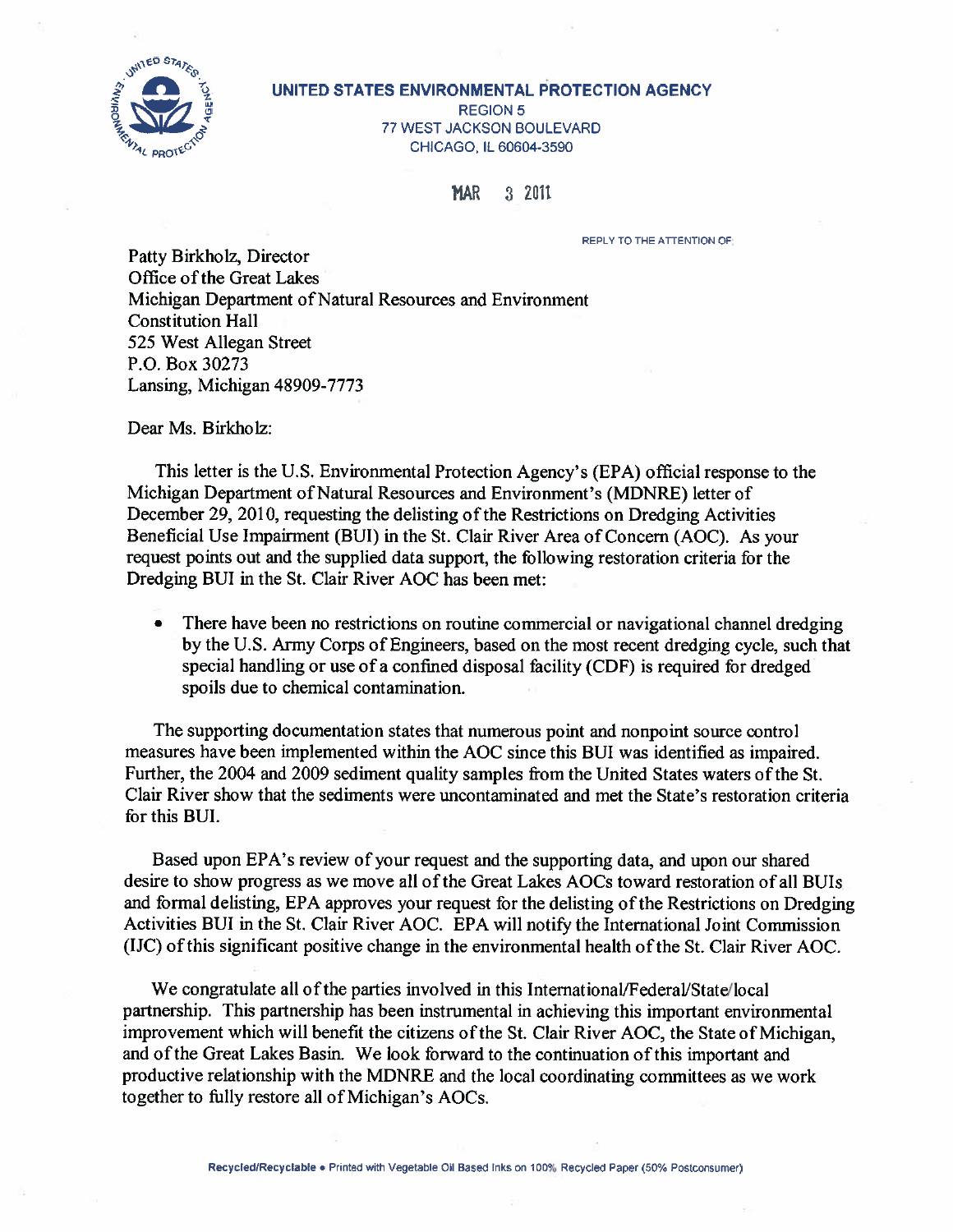**UNITED STATES ENVIRONMENTAL PROTECTION AGENCY**
REGION 5
77 WEST JACKSON BOULEVARD
CHICAGO, IL 60604-3590

MAR 3 2011

REPLY TO THE ATTENTION OF:

Patty Birkholz, Director
Office of the Great Lakes
Michigan Department of Natural Resources and Environment
Constitution Hall
525 West Allegan Street
P.O. Box 30273
Lansing, Michigan 48909-7773

Dear Ms. Birkholz:

This letter is the U.S. Environmental Protection Agency's (EPA) official response to the Michigan Department of Natural Resources and Environment's (MDNRE) letter of December 29, 2010, requesting the delisting of the Restrictions on Dredging Activities Beneficial Use Impairment (BUI) in the St. Clair River Area of Concern (AOC). As your request points out and the supplied data support, the following restoration criteria for the Dredging BUI in the St. Clair River AOC has been met:

- There have been no restrictions on routine commercial or navigational channel dredging by the U.S. Army Corps of Engineers, based on the most recent dredging cycle, such that special handling or use of a confined disposal facility (CDF) is required for dredged spoils due to chemical contamination.

The supporting documentation states that numerous point and nonpoint source control measures have been implemented within the AOC since this BUI was identified as impaired. Further, the 2004 and 2009 sediment quality samples from the United States waters of the St. Clair River show that the sediments were uncontaminated and met the State's restoration criteria for this BUI.

Based upon EPA's review of your request and the supporting data, and upon our shared desire to show progress as we move all of the Great Lakes AOCs toward restoration of all BUIs and formal delisting, EPA approves your request for the delisting of the Restrictions on Dredging Activities BUI in the St. Clair River AOC. EPA will notify the International Joint Commission (IJC) of this significant positive change in the environmental health of the St. Clair River AOC.

We congratulate all of the parties involved in this International/Federal/State/local partnership. This partnership has been instrumental in achieving this important environmental improvement which will benefit the citizens of the St. Clair River AOC, the State of Michigan, and of the Great Lakes Basin. We look forward to the continuation of this important and productive relationship with the MDNRE and the local coordinating committees as we work together to fully restore all of Michigan's AOCs.

Recycled/Recyclable • Printed with Vegetable Oil Based Inks on 100% Recycled Paper (50% Postconsumer)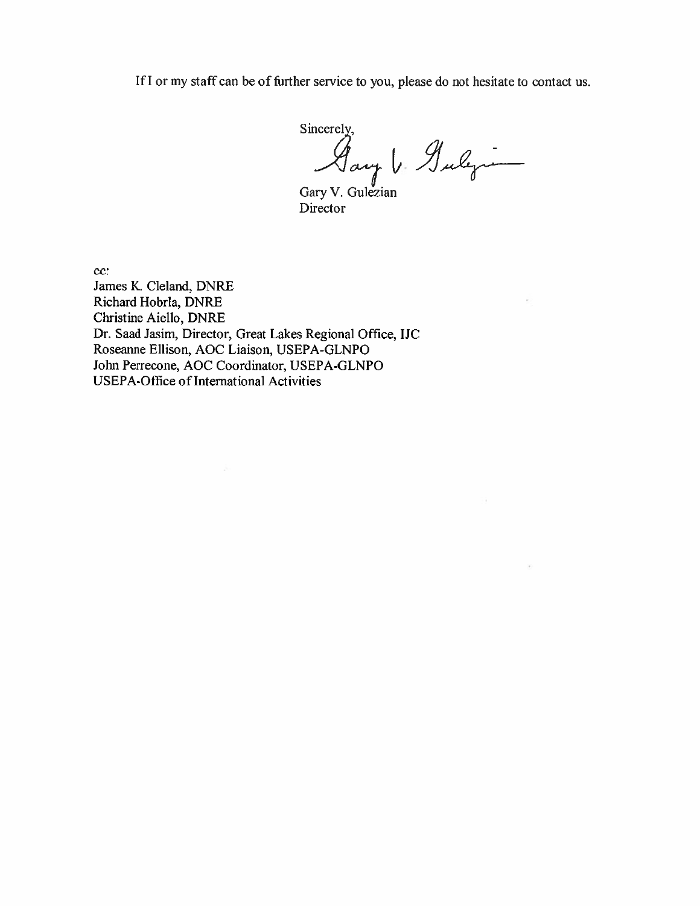If I or my staff can be of further service to you, please do not hesitate to contact us.

Sincerely,

Gary V. Gulezian
Director

cc:
James K. Cleland, DNRE
Richard Hobrla, DNRE
Christine Aiello, DNRE
Dr. Saad Jasim, Director, Great Lakes Regional Office, IJC
Roseanne Ellison, AOC Liaison, USEPA-GLNPO
John Perrecone, AOC Coordinator, USEPA-GLNPO
USEPA-Office of International Activities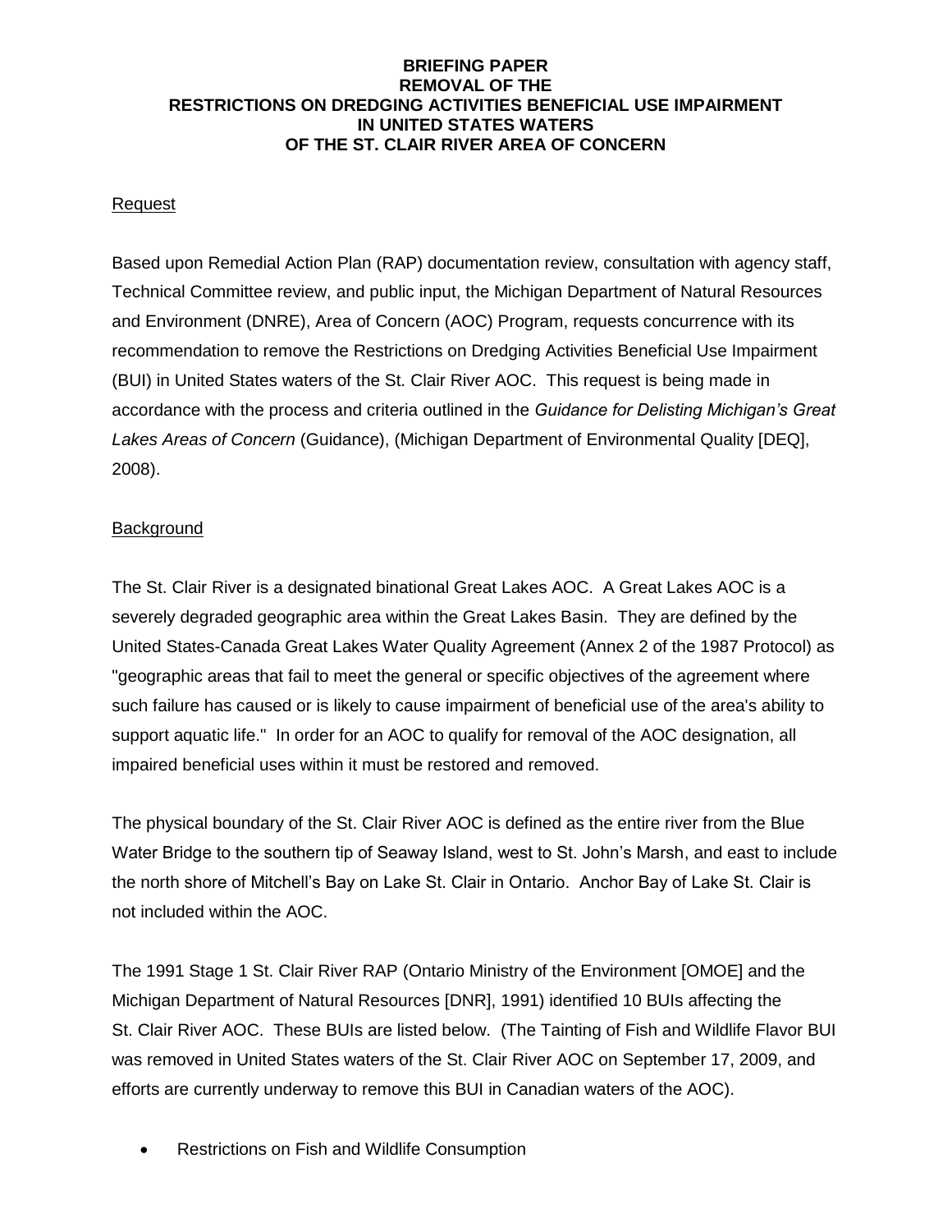**BRIEFING PAPER**
**REMOVAL OF THE**
**RESTRICTIONS ON DREDGING ACTIVITIES BENEFICIAL USE IMPAIRMENT**
**IN UNITED STATES WATERS**
**OF THE ST. CLAIR RIVER AREA OF CONCERN**

Request

Based upon Remedial Action Plan (RAP) documentation review, consultation with agency staff, Technical Committee review, and public input, the Michigan Department of Natural Resources and Environment (DNRE), Area of Concern (AOC) Program, requests concurrence with its recommendation to remove the Restrictions on Dredging Activities Beneficial Use Impairment (BUI) in United States waters of the St. Clair River AOC. This request is being made in accordance with the process and criteria outlined in the *Guidance for Delisting Michigan's Great Lakes Areas of Concern* (Guidance), (Michigan Department of Environmental Quality [DEQ], 2008).

Background

The St. Clair River is a designated binational Great Lakes AOC. A Great Lakes AOC is a severely degraded geographic area within the Great Lakes Basin. They are defined by the United States-Canada Great Lakes Water Quality Agreement (Annex 2 of the 1987 Protocol) as "geographic areas that fail to meet the general or specific objectives of the agreement where such failure has caused or is likely to cause impairment of beneficial use of the area's ability to support aquatic life." In order for an AOC to qualify for removal of the AOC designation, all impaired beneficial uses within it must be restored and removed.

The physical boundary of the St. Clair River AOC is defined as the entire river from the Blue Water Bridge to the southern tip of Seaway Island, west to St. John's Marsh, and east to include the north shore of Mitchell's Bay on Lake St. Clair in Ontario. Anchor Bay of Lake St. Clair is not included within the AOC.

The 1991 Stage 1 St. Clair River RAP (Ontario Ministry of the Environment [OMOE] and the Michigan Department of Natural Resources [DNR], 1991) identified 10 BUIs affecting the St. Clair River AOC. These BUIs are listed below. (The Tainting of Fish and Wildlife Flavor BUI was removed in United States waters of the St. Clair River AOC on September 17, 2009, and efforts are currently underway to remove this BUI in Canadian waters of the AOC).

- Restrictions on Fish and Wildlife Consumption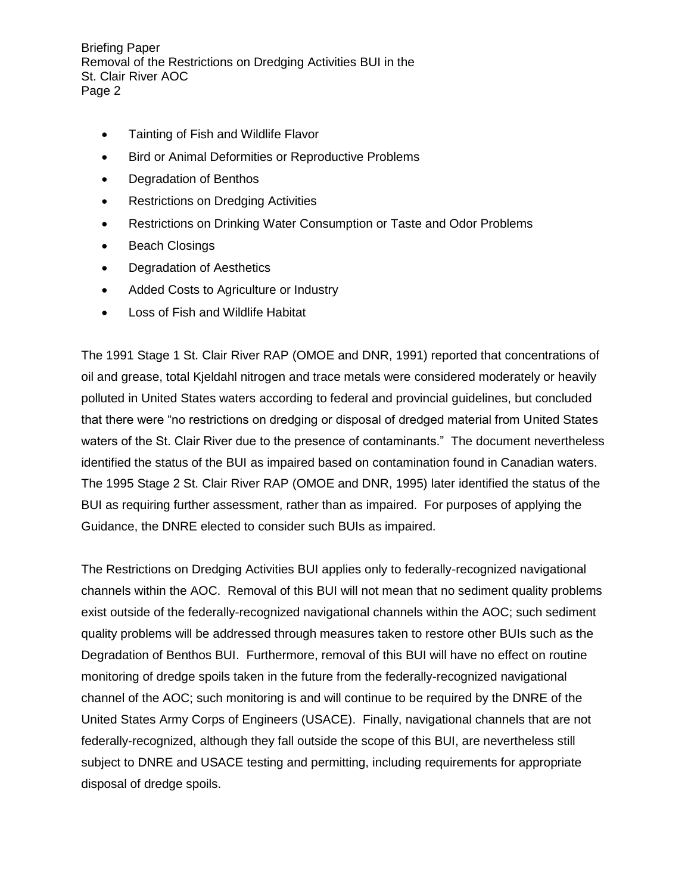- Tainting of Fish and Wildlife Flavor
- Bird or Animal Deformities or Reproductive Problems
- Degradation of Benthos
- Restrictions on Dredging Activities
- Restrictions on Drinking Water Consumption or Taste and Odor Problems
- Beach Closings
- Degradation of Aesthetics
- Added Costs to Agriculture or Industry
- Loss of Fish and Wildlife Habitat

The 1991 Stage 1 St. Clair River RAP (OMOE and DNR, 1991) reported that concentrations of oil and grease, total Kjeldahl nitrogen and trace metals were considered moderately or heavily polluted in United States waters according to federal and provincial guidelines, but concluded that there were "no restrictions on dredging or disposal of dredged material from United States waters of the St. Clair River due to the presence of contaminants." The document nevertheless identified the status of the BUI as impaired based on contamination found in Canadian waters. The 1995 Stage 2 St. Clair River RAP (OMOE and DNR, 1995) later identified the status of the BUI as requiring further assessment, rather than as impaired. For purposes of applying the Guidance, the DNRE elected to consider such BUIs as impaired.

The Restrictions on Dredging Activities BUI applies only to federally-recognized navigational channels within the AOC. Removal of this BUI will not mean that no sediment quality problems exist outside of the federally-recognized navigational channels within the AOC; such sediment quality problems will be addressed through measures taken to restore other BUIs such as the Degradation of Benthos BUI. Furthermore, removal of this BUI will have no effect on routine monitoring of dredge spoils taken in the future from the federally-recognized navigational channel of the AOC; such monitoring is and will continue to be required by the DNRE of the United States Army Corps of Engineers (USACE). Finally, navigational channels that are not federally-recognized, although they fall outside the scope of this BUI, are nevertheless still subject to DNRE and USACE testing and permitting, including requirements for appropriate disposal of dredge spoils.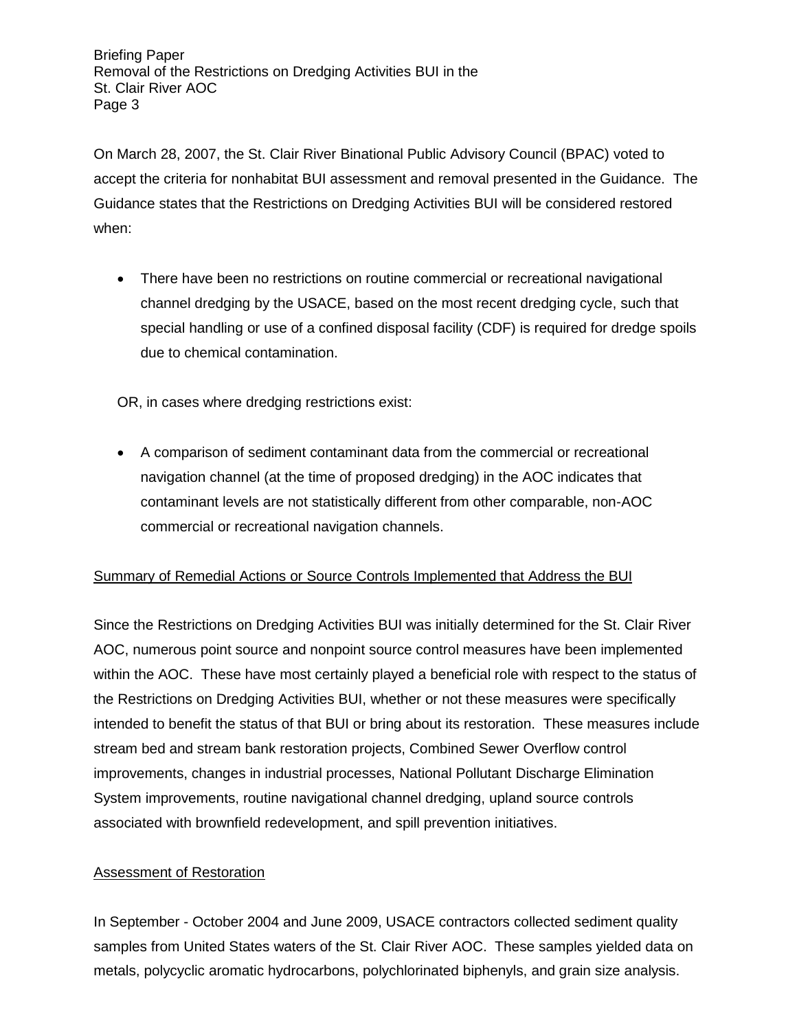On March 28, 2007, the St. Clair River Binational Public Advisory Council (BPAC) voted to accept the criteria for nonhabitat BUI assessment and removal presented in the Guidance. The Guidance states that the Restrictions on Dredging Activities BUI will be considered restored when:

- There have been no restrictions on routine commercial or recreational navigational channel dredging by the USACE, based on the most recent dredging cycle, such that special handling or use of a confined disposal facility (CDF) is required for dredge spoils due to chemical contamination.

OR, in cases where dredging restrictions exist:

- A comparison of sediment contaminant data from the commercial or recreational navigation channel (at the time of proposed dredging) in the AOC indicates that contaminant levels are not statistically different from other comparable, non-AOC commercial or recreational navigation channels.

## Summary of Remedial Actions or Source Controls Implemented that Address the BUI

Since the Restrictions on Dredging Activities BUI was initially determined for the St. Clair River AOC, numerous point source and nonpoint source control measures have been implemented within the AOC. These have most certainly played a beneficial role with respect to the status of the Restrictions on Dredging Activities BUI, whether or not these measures were specifically intended to benefit the status of that BUI or bring about its restoration. These measures include stream bed and stream bank restoration projects, Combined Sewer Overflow control improvements, changes in industrial processes, National Pollutant Discharge Elimination System improvements, routine navigational channel dredging, upland source controls associated with brownfield redevelopment, and spill prevention initiatives.

## Assessment of Restoration

In September - October 2004 and June 2009, USACE contractors collected sediment quality samples from United States waters of the St. Clair River AOC. These samples yielded data on metals, polycyclic aromatic hydrocarbons, polychlorinated biphenyls, and grain size analysis.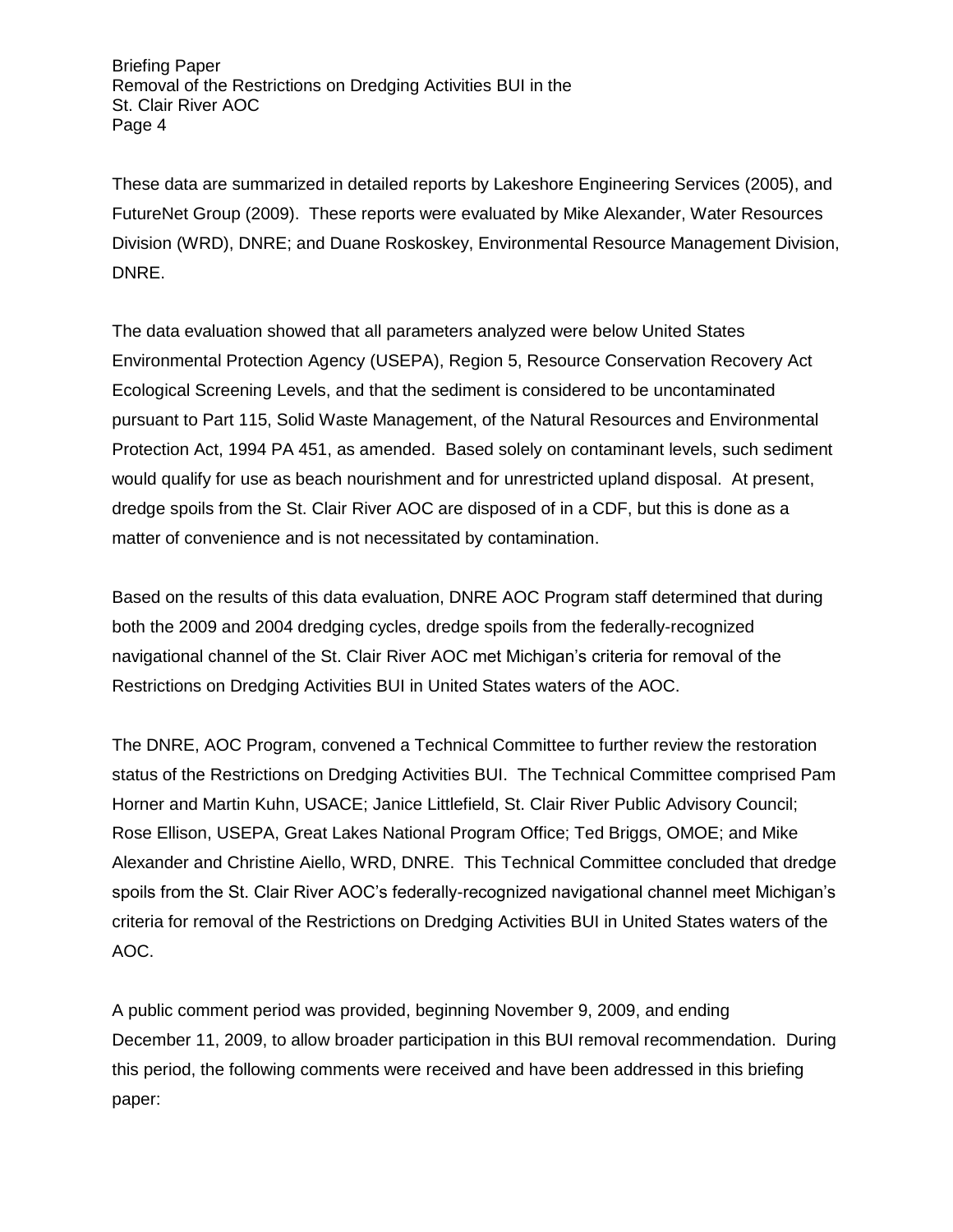These data are summarized in detailed reports by Lakeshore Engineering Services (2005), and FutureNet Group (2009). These reports were evaluated by Mike Alexander, Water Resources Division (WRD), DNRE; and Duane Roskoskey, Environmental Resource Management Division, DNRE.

The data evaluation showed that all parameters analyzed were below United States Environmental Protection Agency (USEPA), Region 5, Resource Conservation Recovery Act Ecological Screening Levels, and that the sediment is considered to be uncontaminated pursuant to Part 115, Solid Waste Management, of the Natural Resources and Environmental Protection Act, 1994 PA 451, as amended. Based solely on contaminant levels, such sediment would qualify for use as beach nourishment and for unrestricted upland disposal. At present, dredge spoils from the St. Clair River AOC are disposed of in a CDF, but this is done as a matter of convenience and is not necessitated by contamination.

Based on the results of this data evaluation, DNRE AOC Program staff determined that during both the 2009 and 2004 dredging cycles, dredge spoils from the federally-recognized navigational channel of the St. Clair River AOC met Michigan's criteria for removal of the Restrictions on Dredging Activities BUI in United States waters of the AOC.

The DNRE, AOC Program, convened a Technical Committee to further review the restoration status of the Restrictions on Dredging Activities BUI. The Technical Committee comprised Pam Horner and Martin Kuhn, USACE; Janice Littlefield, St. Clair River Public Advisory Council; Rose Ellison, USEPA, Great Lakes National Program Office; Ted Briggs, OMOE; and Mike Alexander and Christine Aiello, WRD, DNRE. This Technical Committee concluded that dredge spoils from the St. Clair River AOC's federally-recognized navigational channel meet Michigan's criteria for removal of the Restrictions on Dredging Activities BUI in United States waters of the AOC.

A public comment period was provided, beginning November 9, 2009, and ending December 11, 2009, to allow broader participation in this BUI removal recommendation. During this period, the following comments were received and have been addressed in this briefing paper: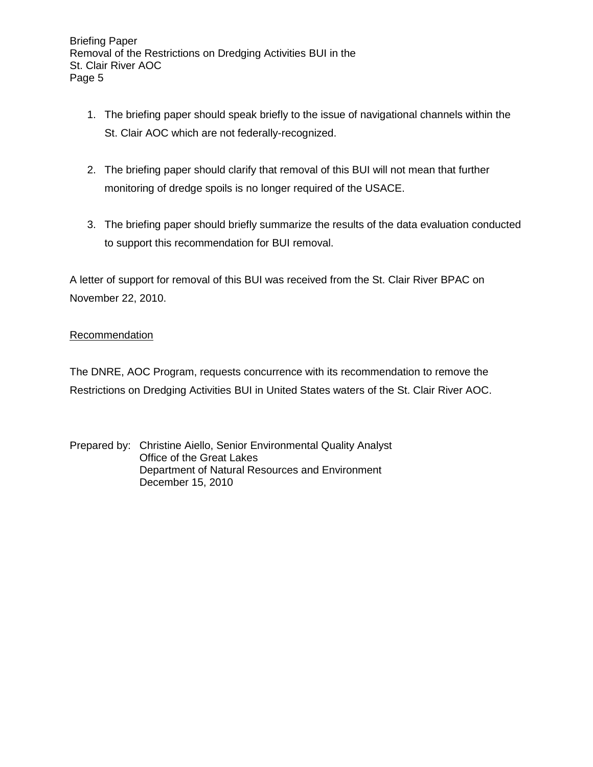1. The briefing paper should speak briefly to the issue of navigational channels within the St. Clair AOC which are not federally-recognized.

2. The briefing paper should clarify that removal of this BUI will not mean that further monitoring of dredge spoils is no longer required of the USACE.

3. The briefing paper should briefly summarize the results of the data evaluation conducted to support this recommendation for BUI removal.

A letter of support for removal of this BUI was received from the St. Clair River BPAC on November 22, 2010.

## Recommendation

The DNRE, AOC Program, requests concurrence with its recommendation to remove the Restrictions on Dredging Activities BUI in United States waters of the St. Clair River AOC.

Prepared by: Christine Aiello, Senior Environmental Quality Analyst
Office of the Great Lakes
Department of Natural Resources and Environment
December 15, 2010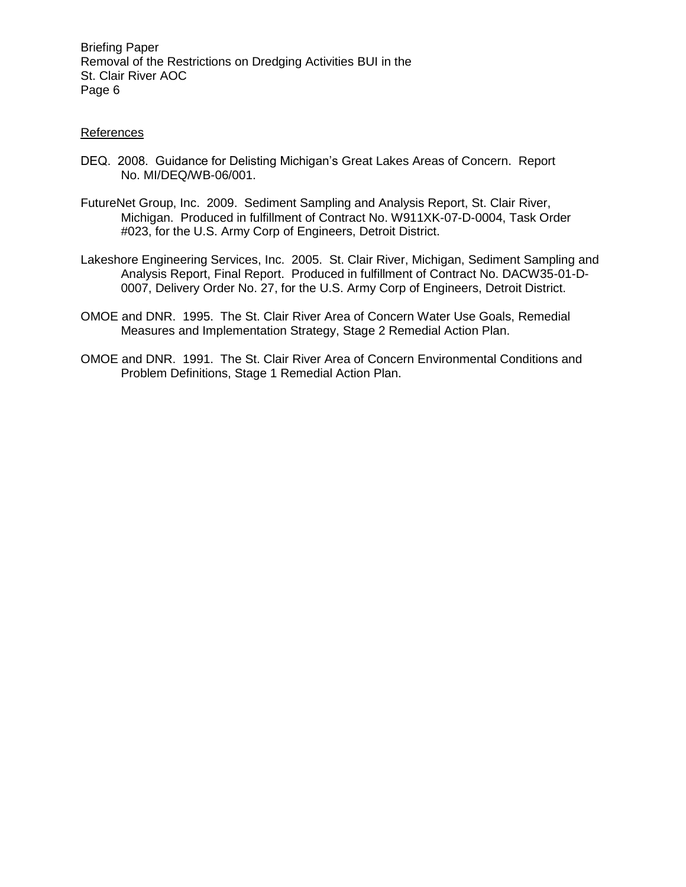References

DEQ. 2008. Guidance for Delisting Michigan's Great Lakes Areas of Concern. Report No. MI/DEQ/WB-06/001.

FutureNet Group, Inc. 2009. Sediment Sampling and Analysis Report, St. Clair River, Michigan. Produced in fulfillment of Contract No. W911XK-07-D-0004, Task Order #023, for the U.S. Army Corp of Engineers, Detroit District.

Lakeshore Engineering Services, Inc. 2005. St. Clair River, Michigan, Sediment Sampling and Analysis Report, Final Report. Produced in fulfillment of Contract No. DACW35-01-D-0007, Delivery Order No. 27, for the U.S. Army Corp of Engineers, Detroit District.

OMOE and DNR. 1995. The St. Clair River Area of Concern Water Use Goals, Remedial Measures and Implementation Strategy, Stage 2 Remedial Action Plan.

OMOE and DNR. 1991. The St. Clair River Area of Concern Environmental Conditions and Problem Definitions, Stage 1 Remedial Action Plan.